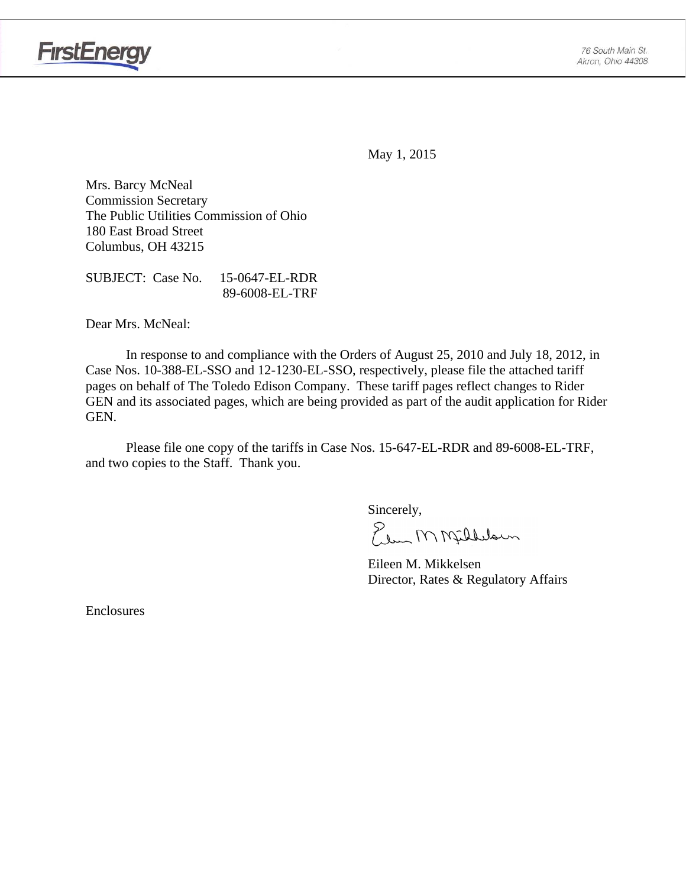FirstEnergy

76 South Main St.
Akron, Ohio 44308

May 1, 2015

Mrs. Barcy McNeal
Commission Secretary
The Public Utilities Commission of Ohio
180 East Broad Street
Columbus, OH 43215

SUBJECT: Case No. 15-0647-EL-RDR
89-6008-EL-TRF

Dear Mrs. McNeal:

In response to and compliance with the Orders of August 25, 2010 and July 18, 2012, in Case Nos. 10-388-EL-SSO and 12-1230-EL-SSO, respectively, please file the attached tariff pages on behalf of The Toledo Edison Company. These tariff pages reflect changes to Rider GEN and its associated pages, which are being provided as part of the audit application for Rider GEN.

Please file one copy of the tariffs in Case Nos. 15-647-EL-RDR and 89-6008-EL-TRF, and two copies to the Staff. Thank you.

Sincerely,

Eileen M. Mikkelsen
Director, Rates & Regulatory Affairs

Enclosures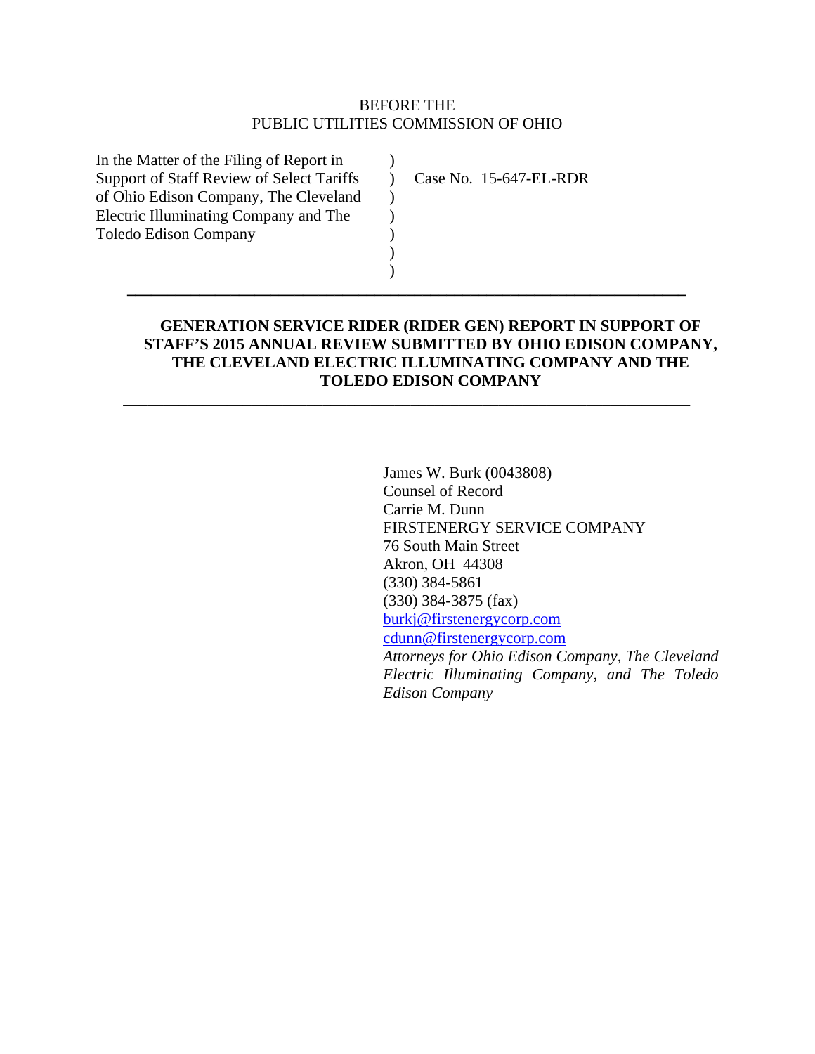BEFORE THE
PUBLIC UTILITIES COMMISSION OF OHIO

| | | |
|---|---|---|
| In the Matter of the Filing of Report in Support of Staff Review of Select Tariffs of Ohio Edison Company, The Cleveland Electric Illuminating Company and The Toledo Edison Company | ) ) ) ) ) ) ) | Case No. 15-647-EL-RDR |

---

**GENERATION SERVICE RIDER (RIDER GEN) REPORT IN SUPPORT OF STAFF'S 2015 ANNUAL REVIEW SUBMITTED BY OHIO EDISON COMPANY, THE CLEVELAND ELECTRIC ILLUMINATING COMPANY AND THE TOLEDO EDISON COMPANY**

---

James W. Burk (0043808)
Counsel of Record
Carrie M. Dunn
FIRSTENERGY SERVICE COMPANY
76 South Main Street
Akron, OH 44308
(330) 384-5861
(330) 384-3875 (fax)
burkj@firstenergycorp.com
cdunn@firstenergycorp.com
*Attorneys for Ohio Edison Company, The Cleveland Electric Illuminating Company, and The Toledo Edison Company*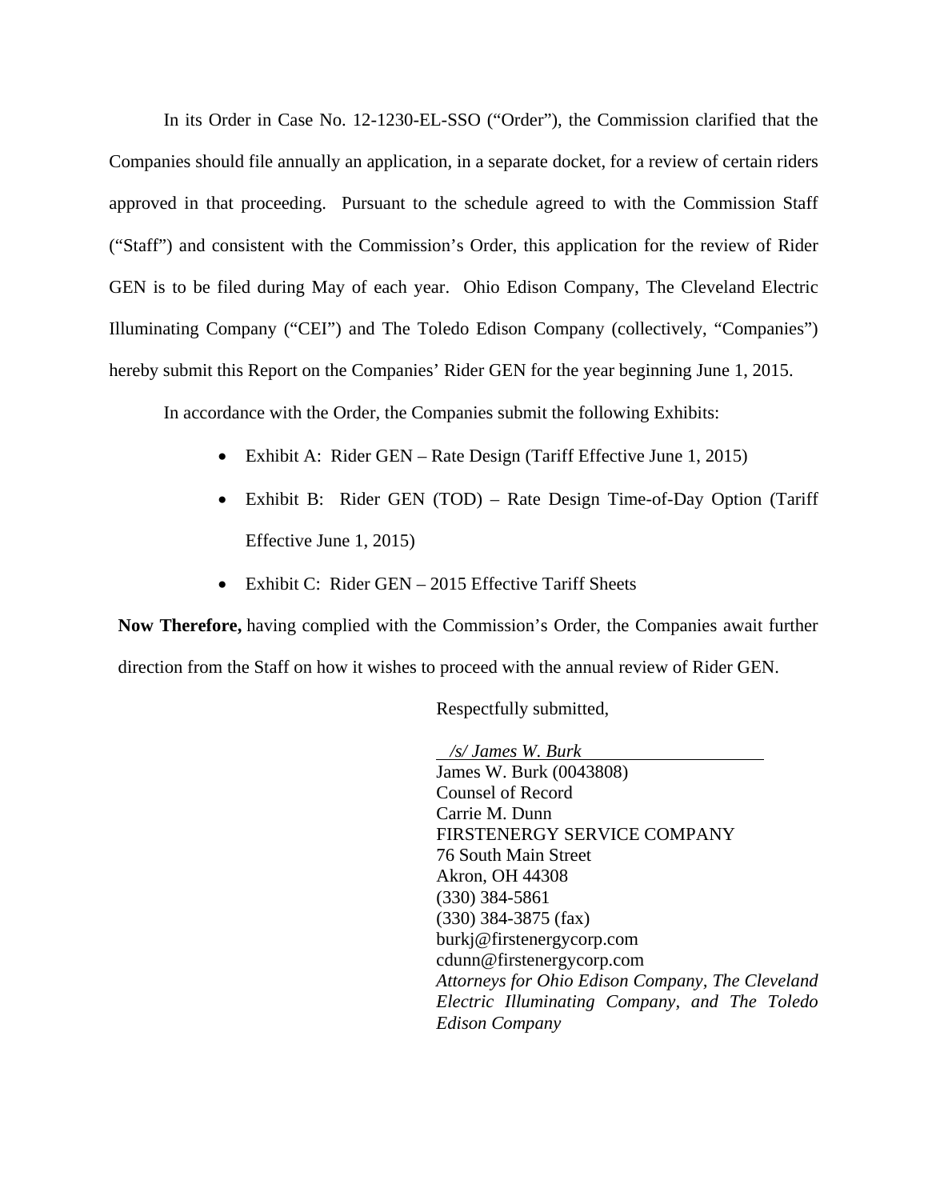In its Order in Case No. 12-1230-EL-SSO ("Order"), the Commission clarified that the Companies should file annually an application, in a separate docket, for a review of certain riders approved in that proceeding. Pursuant to the schedule agreed to with the Commission Staff ("Staff") and consistent with the Commission's Order, this application for the review of Rider GEN is to be filed during May of each year. Ohio Edison Company, The Cleveland Electric Illuminating Company ("CEI") and The Toledo Edison Company (collectively, "Companies") hereby submit this Report on the Companies' Rider GEN for the year beginning June 1, 2015.

In accordance with the Order, the Companies submit the following Exhibits:

- Exhibit A: Rider GEN – Rate Design (Tariff Effective June 1, 2015)
- Exhibit B: Rider GEN (TOD) – Rate Design Time-of-Day Option (Tariff Effective June 1, 2015)
- Exhibit C: Rider GEN – 2015 Effective Tariff Sheets

**Now Therefore,** having complied with the Commission's Order, the Companies await further direction from the Staff on how it wishes to proceed with the annual review of Rider GEN.

Respectfully submitted,

*/s/ James W. Burk*

James W. Burk (0043808)
Counsel of Record
Carrie M. Dunn
FIRSTENERGY SERVICE COMPANY
76 South Main Street
Akron, OH 44308
(330) 384-5861
(330) 384-3875 (fax)
burkj@firstenergycorp.com
cdunn@firstenergycorp.com
*Attorneys for Ohio Edison Company, The Cleveland Electric Illuminating Company, and The Toledo Edison Company*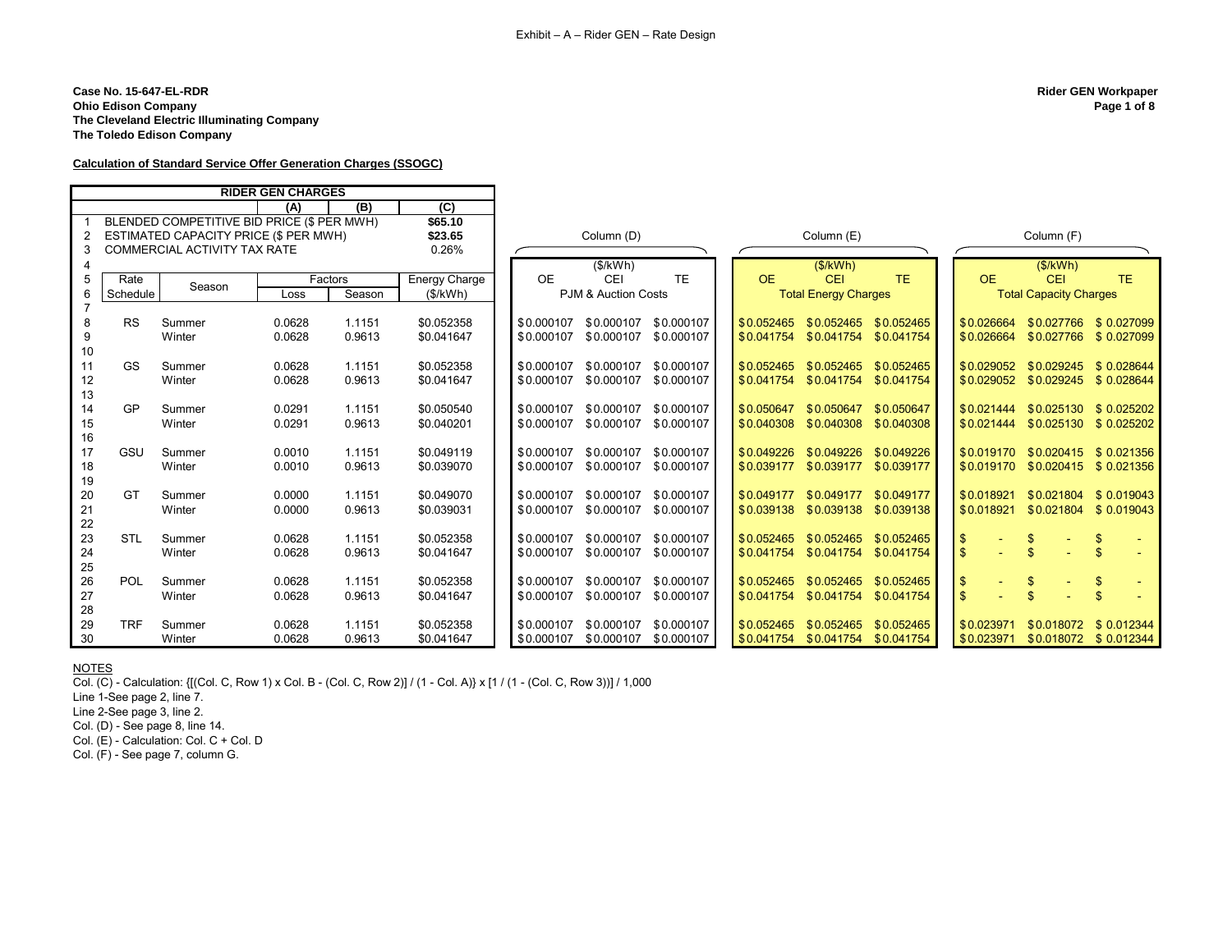Exhibit – A – Rider GEN – Rate Design

**Case No. 15-647-EL-RDR**
**Ohio Edison Company**
**The Cleveland Electric Illuminating Company**
**The Toledo Edison Company**

**Rider GEN Workpaper**

**Calculation of Standard Service Offer Generation Charges (SSOGC)**

| | RIDER GEN CHARGES | | | | | Column (D) | | | Column (E) | | | Column (F) | | |
|---|---|---|---|---|---|---|---|---|---|---|---|---|---|---|
| | | | (A) | (B) | (C) | | | | | | | | | |
| 1 | BLENDED COMPETITIVE BID PRICE ($ PER MWH) | | | | $65.10 | | | | | | | | | |
| 2 | ESTIMATED CAPACITY PRICE ($ PER MWH) | | | | $23.65 | | | | | | | | | |
| 3 | COMMERCIAL ACTIVITY TAX RATE | | | | 0.26% | | | | | | | | | |
| 4 | | | | | | | ($/kWh) | | | ($/kWh) | | | ($/kWh) | |
| 5 | Rate | Season | Factors | | Energy Charge | OE | CEI | TE | OE | CEI | TE | OE | CEI | TE |
| 6 | Schedule | | Loss | Season | ($/kWh) | PJM & Auction Costs | | | Total Energy Charges | | | Total Capacity Charges | | |
| 7 | | | | | | | | | | | | | | |
| 8 | RS | Summer | 0.0628 | 1.1151 | $0.052358 | $0.000107 | $0.000107 | $0.000107 | $0.052465 | $0.052465 | $0.052465 | $0.026664 | $0.027766 | $0.027099 |
| 9 | | Winter | 0.0628 | 0.9613 | $0.041647 | $0.000107 | $0.000107 | $0.000107 | $0.041754 | $0.041754 | $0.041754 | $0.026664 | $0.027766 | $0.027099 |
| 10 | | | | | | | | | | | | | | |
| 11 | GS | Summer | 0.0628 | 1.1151 | $0.052358 | $0.000107 | $0.000107 | $0.000107 | $0.052465 | $0.052465 | $0.052465 | $0.029052 | $0.029245 | $0.028644 |
| 12 | | Winter | 0.0628 | 0.9613 | $0.041647 | $0.000107 | $0.000107 | $0.000107 | $0.041754 | $0.041754 | $0.041754 | $0.029052 | $0.029245 | $0.028644 |
| 13 | | | | | | | | | | | | | | |
| 14 | GP | Summer | 0.0291 | 1.1151 | $0.050540 | $0.000107 | $0.000107 | $0.000107 | $0.050647 | $0.050647 | $0.050647 | $0.021444 | $0.025130 | $0.025202 |
| 15 | | Winter | 0.0291 | 0.9613 | $0.040201 | $0.000107 | $0.000107 | $0.000107 | $0.040308 | $0.040308 | $0.040308 | $0.021444 | $0.025130 | $0.025202 |
| 16 | | | | | | | | | | | | | | |
| 17 | GSU | Summer | 0.0010 | 1.1151 | $0.049119 | $0.000107 | $0.000107 | $0.000107 | $0.049226 | $0.049226 | $0.049226 | $0.019170 | $0.020415 | $0.021356 |
| 18 | | Winter | 0.0010 | 0.9613 | $0.039070 | $0.000107 | $0.000107 | $0.000107 | $0.039177 | $0.039177 | $0.039177 | $0.019170 | $0.020415 | $0.021356 |
| 19 | | | | | | | | | | | | | | |
| 20 | GT | Summer | 0.0000 | 1.1151 | $0.049070 | $0.000107 | $0.000107 | $0.000107 | $0.049177 | $0.049177 | $0.049177 | $0.018921 | $0.021804 | $0.019043 |
| 21 | | Winter | 0.0000 | 0.9613 | $0.039031 | $0.000107 | $0.000107 | $0.000107 | $0.039138 | $0.039138 | $0.039138 | $0.018921 | $0.021804 | $0.019043 |
| 22 | | | | | | | | | | | | | | |
| 23 | STL | Summer | 0.0628 | 1.1151 | $0.052358 | $0.000107 | $0.000107 | $0.000107 | $0.052465 | $0.052465 | $0.052465 | $ - | $ - | $ - |
| 24 | | Winter | 0.0628 | 0.9613 | $0.041647 | $0.000107 | $0.000107 | $0.000107 | $0.041754 | $0.041754 | $0.041754 | $ - | $ - | $ - |
| 25 | | | | | | | | | | | | | | |
| 26 | POL | Summer | 0.0628 | 1.1151 | $0.052358 | $0.000107 | $0.000107 | $0.000107 | $0.052465 | $0.052465 | $0.052465 | $ - | $ - | $ - |
| 27 | | Winter | 0.0628 | 0.9613 | $0.041647 | $0.000107 | $0.000107 | $0.000107 | $0.041754 | $0.041754 | $0.041754 | $ - | $ - | $ - |
| 28 | | | | | | | | | | | | | | |
| 29 | TRF | Summer | 0.0628 | 1.1151 | $0.052358 | $0.000107 | $0.000107 | $0.000107 | $0.052465 | $0.052465 | $0.052465 | $0.023971 | $0.018072 | $0.012344 |
| 30 | | Winter | 0.0628 | 0.9613 | $0.041647 | $0.000107 | $0.000107 | $0.000107 | $0.041754 | $0.041754 | $0.041754 | $0.023971 | $0.018072 | $0.012344 |

NOTES

Col. (C) - Calculation: {[(Col. C, Row 1) x Col. B - (Col. C, Row 2)] / (1 - Col. A)} x [1 / (1 - (Col. C, Row 3))] / 1,000

Line 1-See page 2, line 7.

Line 2-See page 3, line 2.

Col. (D) - See page 8, line 14.

Col. (E) - Calculation: Col. C + Col. D

Col. (F) - See page 7, column G.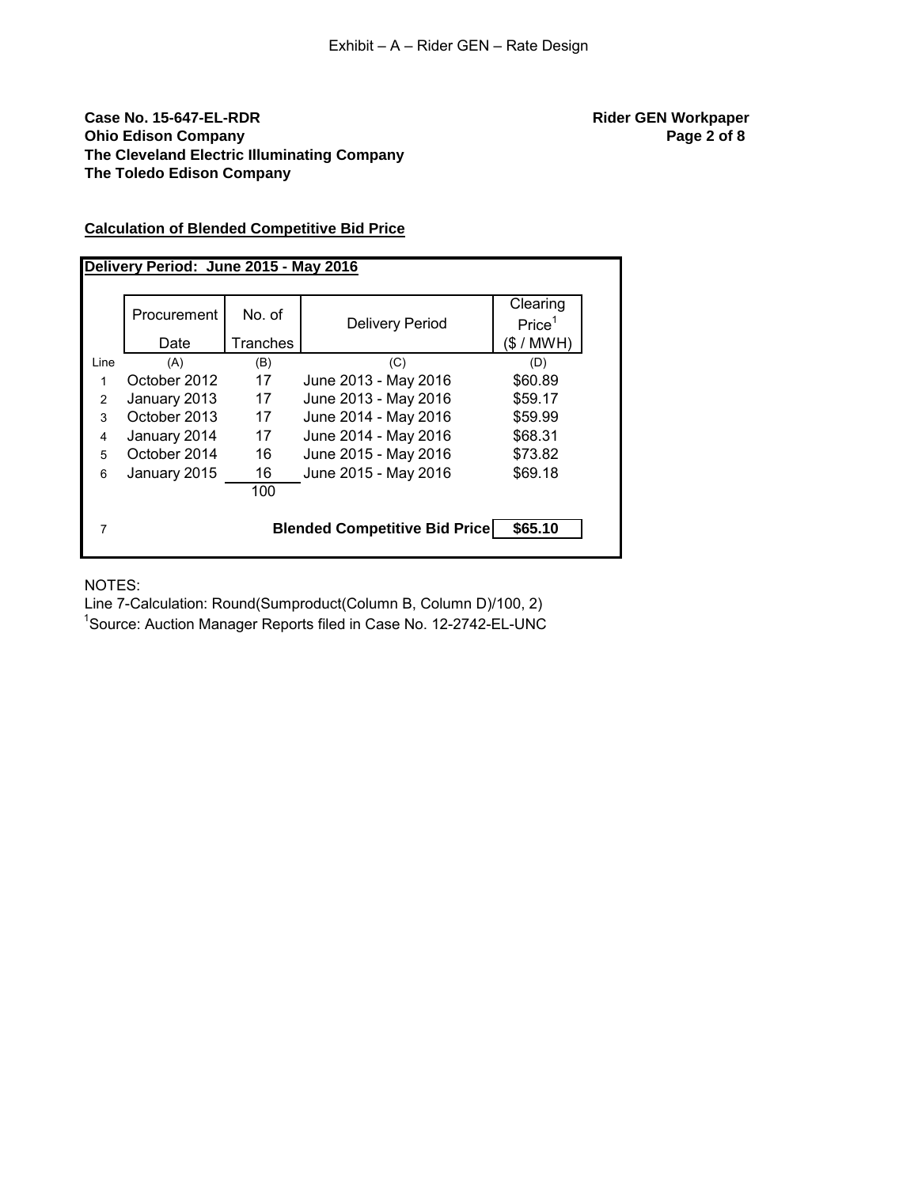Exhibit – A – Rider GEN – Rate Design

**Case No. 15-647-EL-RDR**
**Ohio Edison Company**
**The Cleveland Electric Illuminating Company**
**The Toledo Edison Company**

**Rider GEN Workpaper**
**Page 2 of 8**

## Calculation of Blended Competitive Bid Price

**Delivery Period: June 2015 - May 2016**

| Line | Procurement Date | No. of Tranches | Delivery Period | Clearing Price[1] ($ / MWH) |
|---|---|---|---|---|
| | (A) | (B) | (C) | (D) |
| 1 | October 2012 | 17 | June 2013 - May 2016 | $60.89 |
| 2 | January 2013 | 17 | June 2013 - May 2016 | $59.17 |
| 3 | October 2013 | 17 | June 2014 - May 2016 | $59.99 |
| 4 | January 2014 | 17 | June 2014 - May 2016 | $68.31 |
| 5 | October 2014 | 16 | June 2015 - May 2016 | $73.82 |
| 6 | January 2015 | 16 | June 2015 - May 2016 | $69.18 |
| | | 100 | | |
| 7 | | | **Blended Competitive Bid Price** | **$65.10** |

NOTES:

Line 7-Calculation: Round(Sumproduct(Column B, Column D)/100, 2)

[1] Source: Auction Manager Reports filed in Case No. 12-2742-EL-UNC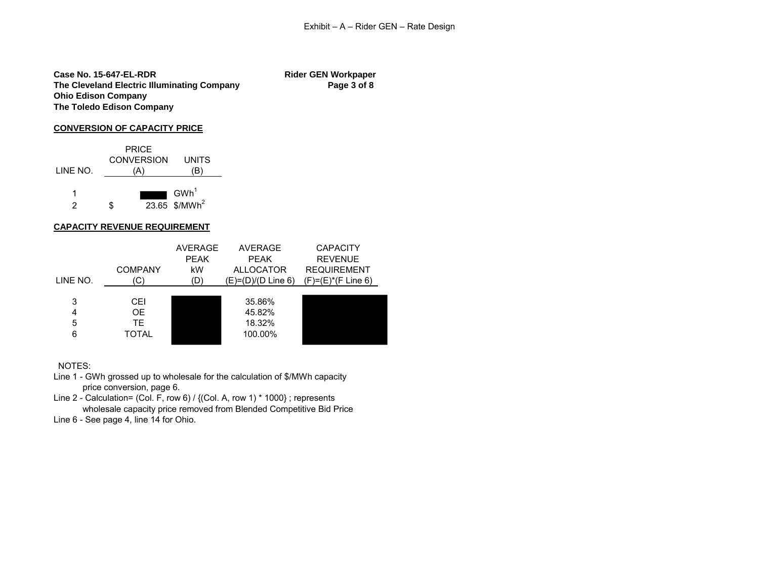Exhibit – A – Rider GEN – Rate Design

**Case No. 15-647-EL-RDR**
**The Cleveland Electric Illuminating Company**
**Ohio Edison Company**
**The Toledo Edison Company**

**Rider GEN Workpaper**
**Page 3 of 8**

**CONVERSION OF CAPACITY PRICE**

| LINE NO. | PRICE CONVERSION (A) | UNITS (B) |
|---|---|---|
| 1 | ███ | GWh[1] |
| 2 | $ 23.65 | $/MWh[2] |

**CAPACITY REVENUE REQUIREMENT**

| LINE NO. | COMPANY (C) | AVERAGE PEAK kW (D) | AVERAGE PEAK ALLOCATOR (E)=(D)/(D Line 6) | CAPACITY REVENUE REQUIREMENT (F)=(E)*(F Line 6) |
|---|---|---|---|---|
| 3 | CEI | ███ | 35.86% | ███ |
| 4 | OE | ███ | 45.82% | ███ |
| 5 | TE | ███ | 18.32% | ███ |
| 6 | TOTAL | ███ | 100.00% | ███ |

NOTES:

Line 1 - GWh grossed up to wholesale for the calculation of $/MWh capacity price conversion, page 6.

Line 2 - Calculation= (Col. F, row 6) / {(Col. A, row 1) * 1000} ; represents wholesale capacity price removed from Blended Competitive Bid Price

Line 6 - See page 4, line 14 for Ohio.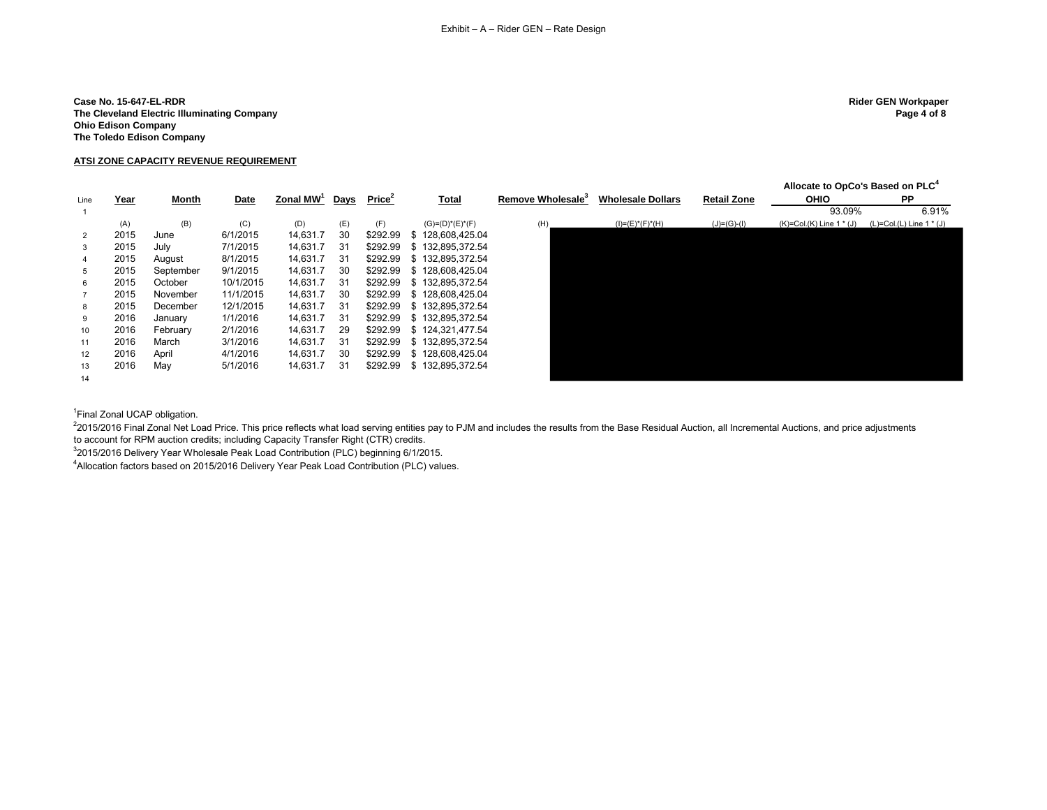Exhibit – A – Rider GEN – Rate Design

**Case No. 15-647-EL-RDR**
**The Cleveland Electric Illuminating Company**
**Ohio Edison Company**
**The Toledo Edison Company**

**Rider GEN Workpaper**
**Page 4 of 8**

**ATSI ZONE CAPACITY REVENUE REQUIREMENT**

| Line | Year | Month | Date | Zonal MW[1] | Days | Price[2] | Total | Remove Wholesale[3] | Wholesale Dollars | Retail Zone | Allocate to OpCo's Based on PLC[4] OHIO | PP |
|---|---|---|---|---|---|---|---|---|---|---|---|---|
| 1 | | | | | | | | | | | 93.09% | 6.91% |
| | (A) | (B) | (C) | (D) | (E) | (F) | (G)=(D)\*(E)\*(F) | (H) | (I)=(E)\*(F)\*(H) | (J)=(G)-(I) | (K)=Col.(K) Line 1 \* (J) | (L)=Col.(L) Line 1 \* (J) |
| 2 | 2015 | June | 6/1/2015 | 14,631.7 | 30 | $292.99 | $ 128,608,425.04 | | | | | |
| 3 | 2015 | July | 7/1/2015 | 14,631.7 | 31 | $292.99 | $ 132,895,372.54 | | | | | |
| 4 | 2015 | August | 8/1/2015 | 14,631.7 | 31 | $292.99 | $ 132,895,372.54 | | | | | |
| 5 | 2015 | September | 9/1/2015 | 14,631.7 | 30 | $292.99 | $ 128,608,425.04 | | | | | |
| 6 | 2015 | October | 10/1/2015 | 14,631.7 | 31 | $292.99 | $ 132,895,372.54 | | | | | |
| 7 | 2015 | November | 11/1/2015 | 14,631.7 | 30 | $292.99 | $ 128,608,425.04 | | | | | |
| 8 | 2015 | December | 12/1/2015 | 14,631.7 | 31 | $292.99 | $ 132,895,372.54 | | | | | |
| 9 | 2016 | January | 1/1/2016 | 14,631.7 | 31 | $292.99 | $ 132,895,372.54 | | | | | |
| 10 | 2016 | February | 2/1/2016 | 14,631.7 | 29 | $292.99 | $ 124,321,477.54 | | | | | |
| 11 | 2016 | March | 3/1/2016 | 14,631.7 | 31 | $292.99 | $ 132,895,372.54 | | | | | |
| 12 | 2016 | April | 4/1/2016 | 14,631.7 | 30 | $292.99 | $ 128,608,425.04 | | | | | |
| 13 | 2016 | May | 5/1/2016 | 14,631.7 | 31 | $292.99 | $ 132,895,372.54 | | | | | |
| 14 | | | | | | | | | | | | |

[1]Final Zonal UCAP obligation.

[2]2015/2016 Final Zonal Net Load Price. This price reflects what load serving entities pay to PJM and includes the results from the Base Residual Auction, all Incremental Auctions, and price adjustments to account for RPM auction credits; including Capacity Transfer Right (CTR) credits.

[3]2015/2016 Delivery Year Wholesale Peak Load Contribution (PLC) beginning 6/1/2015.

[4]Allocation factors based on 2015/2016 Delivery Year Peak Load Contribution (PLC) values.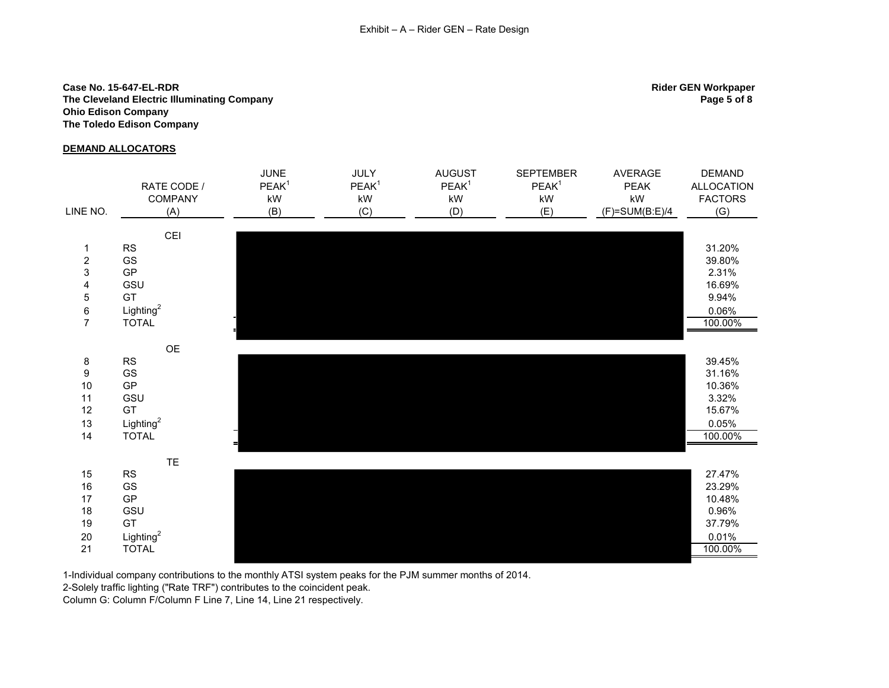Exhibit – A – Rider GEN – Rate Design

**Case No. 15-647-EL-RDR**
**The Cleveland Electric Illuminating Company**
**Ohio Edison Company**
**The Toledo Edison Company**

**Rider GEN Workpaper**
**Page 5 of 8**

**DEMAND ALLOCATORS**

| LINE NO. | RATE CODE / COMPANY (A) | JUNE PEAK[1] kW (B) | JULY PEAK[1] kW (C) | AUGUST PEAK[1] kW (D) | SEPTEMBER PEAK[1] kW (E) | AVERAGE PEAK kW (F)=SUM(B:E)/4 | DEMAND ALLOCATION FACTORS (G) |
|---|---|---|---|---|---|---|---|
| | CEI | | | | | | |
| 1 | RS | | | | | | 31.20% |
| 2 | GS | | | | | | 39.80% |
| 3 | GP | | | | | | 2.31% |
| 4 | GSU | | | | | | 16.69% |
| 5 | GT | | | | | | 9.94% |
| 6 | Lighting[2] | | | | | | 0.06% |
| 7 | TOTAL | | | | | | 100.00% |
| | OE | | | | | | |
| 8 | RS | | | | | | 39.45% |
| 9 | GS | | | | | | 31.16% |
| 10 | GP | | | | | | 10.36% |
| 11 | GSU | | | | | | 3.32% |
| 12 | GT | | | | | | 15.67% |
| 13 | Lighting[2] | | | | | | 0.05% |
| 14 | TOTAL | | | | | | 100.00% |
| | TE | | | | | | |
| 15 | RS | | | | | | 27.47% |
| 16 | GS | | | | | | 23.29% |
| 17 | GP | | | | | | 10.48% |
| 18 | GSU | | | | | | 0.96% |
| 19 | GT | | | | | | 37.79% |
| 20 | Lighting[2] | | | | | | 0.01% |
| 21 | TOTAL | | | | | | 100.00% |

1-Individual company contributions to the monthly ATSI system peaks for the PJM summer months of 2014.
2-Solely traffic lighting ("Rate TRF") contributes to the coincident peak.
Column G: Column F/Column F Line 7, Line 14, Line 21 respectively.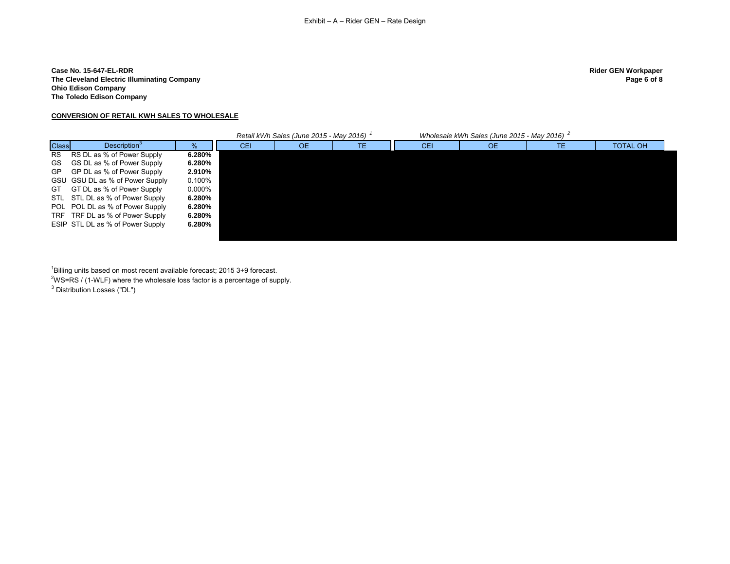Exhibit – A – Rider GEN – Rate Design

**Case No. 15-647-EL-RDR**
**The Cleveland Electric Illuminating Company**
**Ohio Edison Company**
**The Toledo Edison Company**

**Rider GEN Workpaper**

**CONVERSION OF RETAIL KWH SALES TO WHOLESALE**

| | | | *Retail kWh Sales (June 2015 - May 2016)* [1] | | | *Wholesale kWh Sales (June 2015 - May 2016)* [2] | | | |
|---|---|---|---|---|---|---|---|---|---|
| Class | Description[3] | % | CEI | OE | TE | CEI | OE | TE | TOTAL OH |
| RS | RS DL as % of Power Supply | **6.280%** | | | | | | | |
| GS | GS DL as % of Power Supply | **6.280%** | | | | | | | |
| GP | GP DL as % of Power Supply | **2.910%** | | | | | | | |
| GSU | GSU DL as % of Power Supply | 0.100% | | | | | | | |
| GT | GT DL as % of Power Supply | 0.000% | | | | | | | |
| STL | STL DL as % of Power Supply | **6.280%** | | | | | | | |
| POL | POL DL as % of Power Supply | **6.280%** | | | | | | | |
| TRF | TRF DL as % of Power Supply | **6.280%** | | | | | | | |
| ESIP | STL DL as % of Power Supply | **6.280%** | | | | | | | |

[1]Billing units based on most recent available forecast; 2015 3+9 forecast.

[2]WS=RS / (1-WLF) where the wholesale loss factor is a percentage of supply.

[3] Distribution Losses ("DL")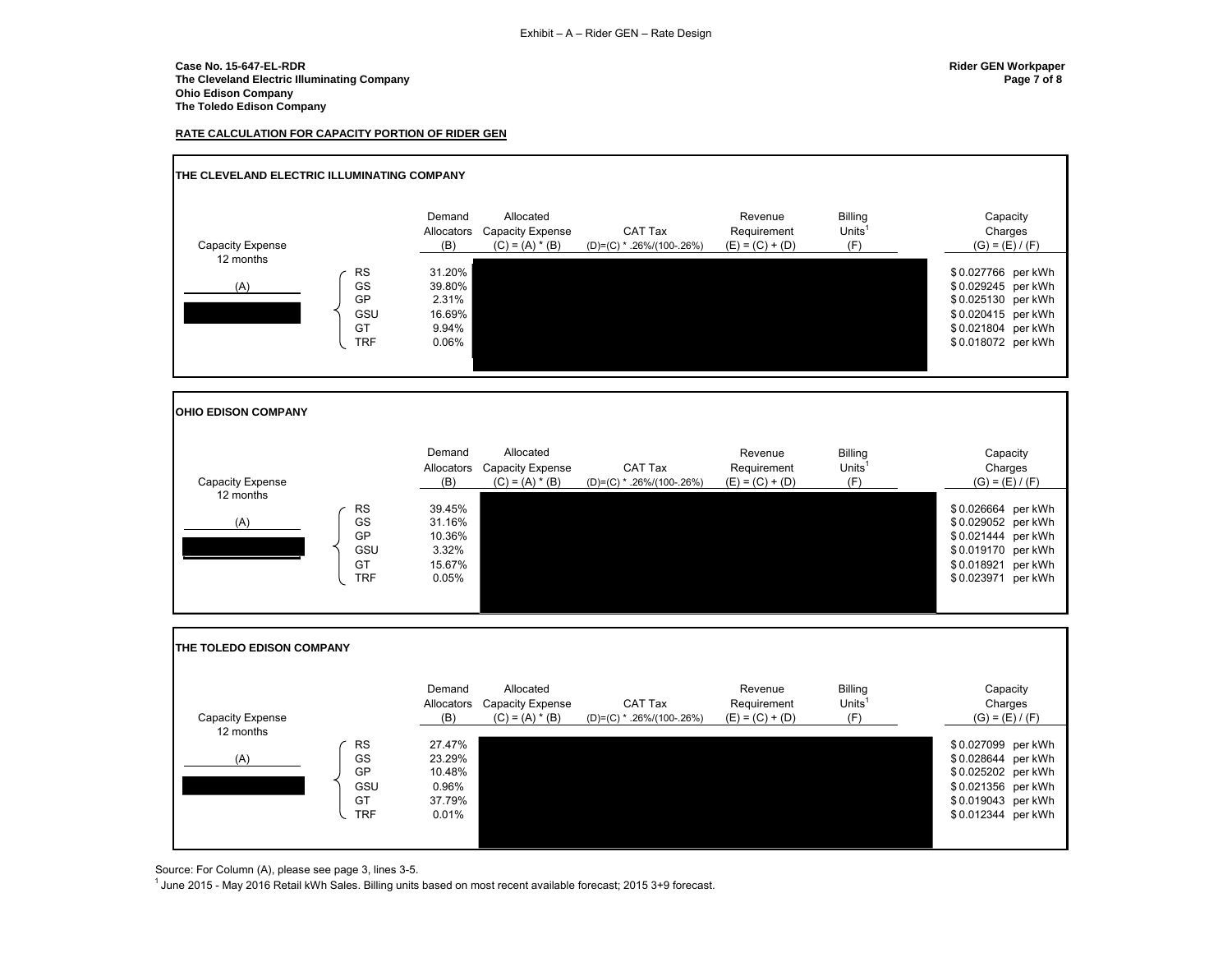Exhibit – A – Rider GEN – Rate Design

**Case No. 15-647-EL-RDR**
**The Cleveland Electric Illuminating Company**
**Ohio Edison Company**
**The Toledo Edison Company**

**Rider GEN Workpaper**
**Page 7 of 8**

**RATE CALCULATION FOR CAPACITY PORTION OF RIDER GEN**

## THE CLEVELAND ELECTRIC ILLUMINATING COMPANY

| Capacity Expense 12 months (A) | | Demand Allocators (B) | Allocated Capacity Expense (C) = (A) * (B) | CAT Tax (D)=(C) * .26%/(100-.26%) | Revenue Requirement (E) = (C) + (D) | Billing Units[1] (F) | Capacity Charges (G) = (E) / (F) |
|---|---|---|---|---|---|---|---|
| [REDACTED] | RS | 31.20% | [REDACTED] | [REDACTED] | [REDACTED] | [REDACTED] | $ 0.027766 per kWh |
| | GS | 39.80% | [REDACTED] | [REDACTED] | [REDACTED] | [REDACTED] | $ 0.029245 per kWh |
| | GP | 2.31% | [REDACTED] | [REDACTED] | [REDACTED] | [REDACTED] | $ 0.025130 per kWh |
| | GSU | 16.69% | [REDACTED] | [REDACTED] | [REDACTED] | [REDACTED] | $ 0.020415 per kWh |
| | GT | 9.94% | [REDACTED] | [REDACTED] | [REDACTED] | [REDACTED] | $ 0.021804 per kWh |
| | TRF | 0.06% | [REDACTED] | [REDACTED] | [REDACTED] | [REDACTED] | $ 0.018072 per kWh |

## OHIO EDISON COMPANY

| Capacity Expense 12 months (A) | | Demand Allocators (B) | Allocated Capacity Expense (C) = (A) * (B) | CAT Tax (D)=(C) * .26%/(100-.26%) | Revenue Requirement (E) = (C) + (D) | Billing Units[1] (F) | Capacity Charges (G) = (E) / (F) |
|---|---|---|---|---|---|---|---|
| [REDACTED] | RS | 39.45% | [REDACTED] | [REDACTED] | [REDACTED] | [REDACTED] | $ 0.026664 per kWh |
| | GS | 31.16% | [REDACTED] | [REDACTED] | [REDACTED] | [REDACTED] | $ 0.029052 per kWh |
| | GP | 10.36% | [REDACTED] | [REDACTED] | [REDACTED] | [REDACTED] | $ 0.021444 per kWh |
| | GSU | 3.32% | [REDACTED] | [REDACTED] | [REDACTED] | [REDACTED] | $ 0.019170 per kWh |
| | GT | 15.67% | [REDACTED] | [REDACTED] | [REDACTED] | [REDACTED] | $ 0.018921 per kWh |
| | TRF | 0.05% | [REDACTED] | [REDACTED] | [REDACTED] | [REDACTED] | $ 0.023971 per kWh |

## THE TOLEDO EDISON COMPANY

| Capacity Expense 12 months (A) | | Demand Allocators (B) | Allocated Capacity Expense (C) = (A) * (B) | CAT Tax (D)=(C) * .26%/(100-.26%) | Revenue Requirement (E) = (C) + (D) | Billing Units[1] (F) | Capacity Charges (G) = (E) / (F) |
|---|---|---|---|---|---|---|---|
| [REDACTED] | RS | 27.47% | [REDACTED] | [REDACTED] | [REDACTED] | [REDACTED] | $ 0.027099 per kWh |
| | GS | 23.29% | [REDACTED] | [REDACTED] | [REDACTED] | [REDACTED] | $ 0.028644 per kWh |
| | GP | 10.48% | [REDACTED] | [REDACTED] | [REDACTED] | [REDACTED] | $ 0.025202 per kWh |
| | GSU | 0.96% | [REDACTED] | [REDACTED] | [REDACTED] | [REDACTED] | $ 0.021356 per kWh |
| | GT | 37.79% | [REDACTED] | [REDACTED] | [REDACTED] | [REDACTED] | $ 0.019043 per kWh |
| | TRF | 0.01% | [REDACTED] | [REDACTED] | [REDACTED] | [REDACTED] | $ 0.012344 per kWh |

Source: For Column (A), please see page 3, lines 3-5.

[1] June 2015 - May 2016 Retail kWh Sales. Billing units based on most recent available forecast; 2015 3+9 forecast.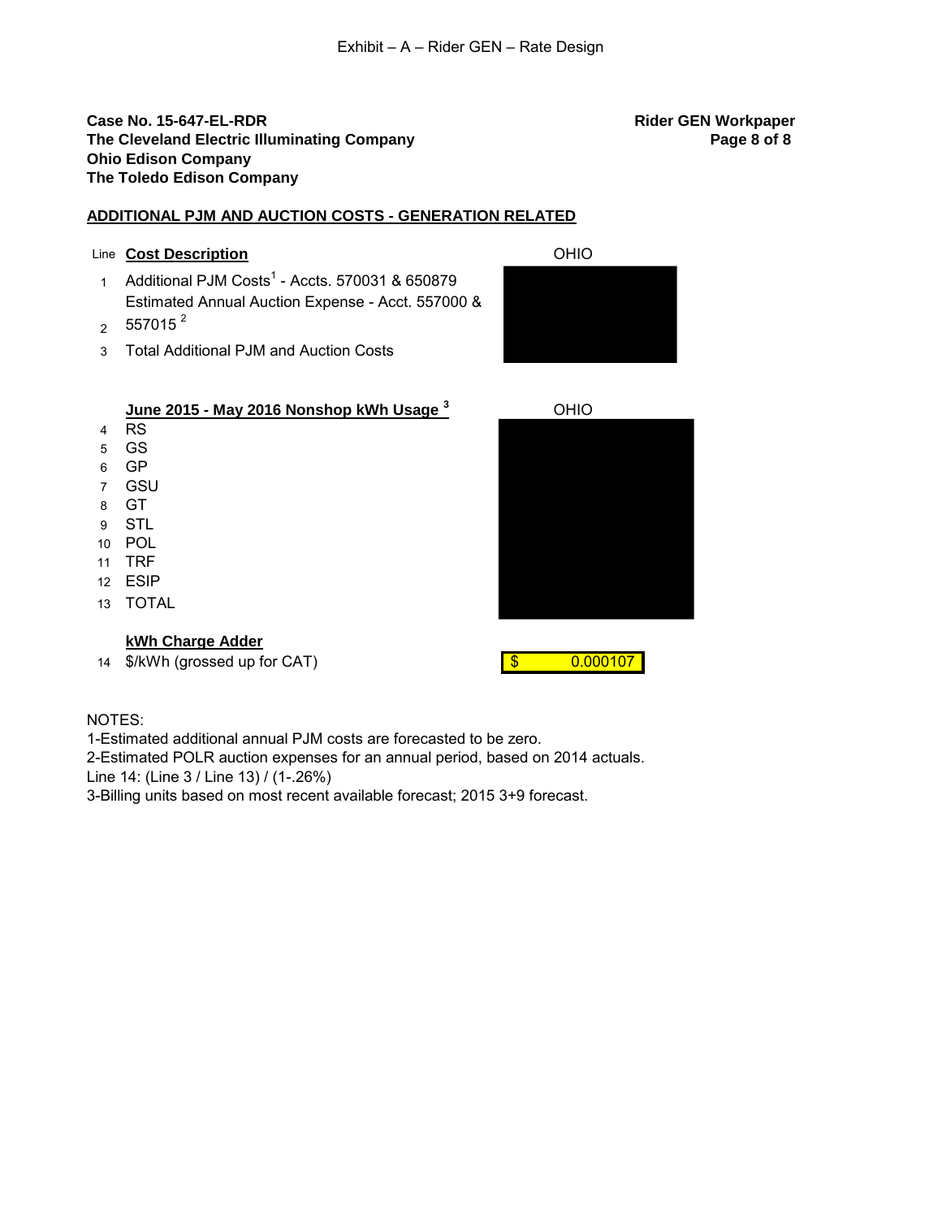Exhibit – A – Rider GEN – Rate Design

**Case No. 15-647-EL-RDR**
**The Cleveland Electric Illuminating Company**
**Ohio Edison Company**
**The Toledo Edison Company**

**Rider GEN Workpaper**
**Page 8 of 8**

## ADDITIONAL PJM AND AUCTION COSTS - GENERATION RELATED

| Line | Cost Description | OHIO |
|---|---|---|
| 1 | Additional PJM Costs[1] - Accts. 570031 & 650879 | |
| 2 | Estimated Annual Auction Expense - Acct. 557000 & 557015 [2] | |
| 3 | Total Additional PJM and Auction Costs | |

| Line | June 2015 - May 2016 Nonshop kWh Usage [3] | OHIO |
|---|---|---|
| 4 | RS | |
| 5 | GS | |
| 6 | GP | |
| 7 | GSU | |
| 8 | GT | |
| 9 | STL | |
| 10 | POL | |
| 11 | TRF | |
| 12 | ESIP | |
| 13 | TOTAL | |

| Line | kWh Charge Adder | |
|---|---|---|
| 14 | $/kWh (grossed up for CAT) | $ 0.000107 |

NOTES:
1-Estimated additional annual PJM costs are forecasted to be zero.
2-Estimated POLR auction expenses for an annual period, based on 2014 actuals.
Line 14: (Line 3 / Line 13) / (1-.26%)
3-Billing units based on most recent available forecast; 2015 3+9 forecast.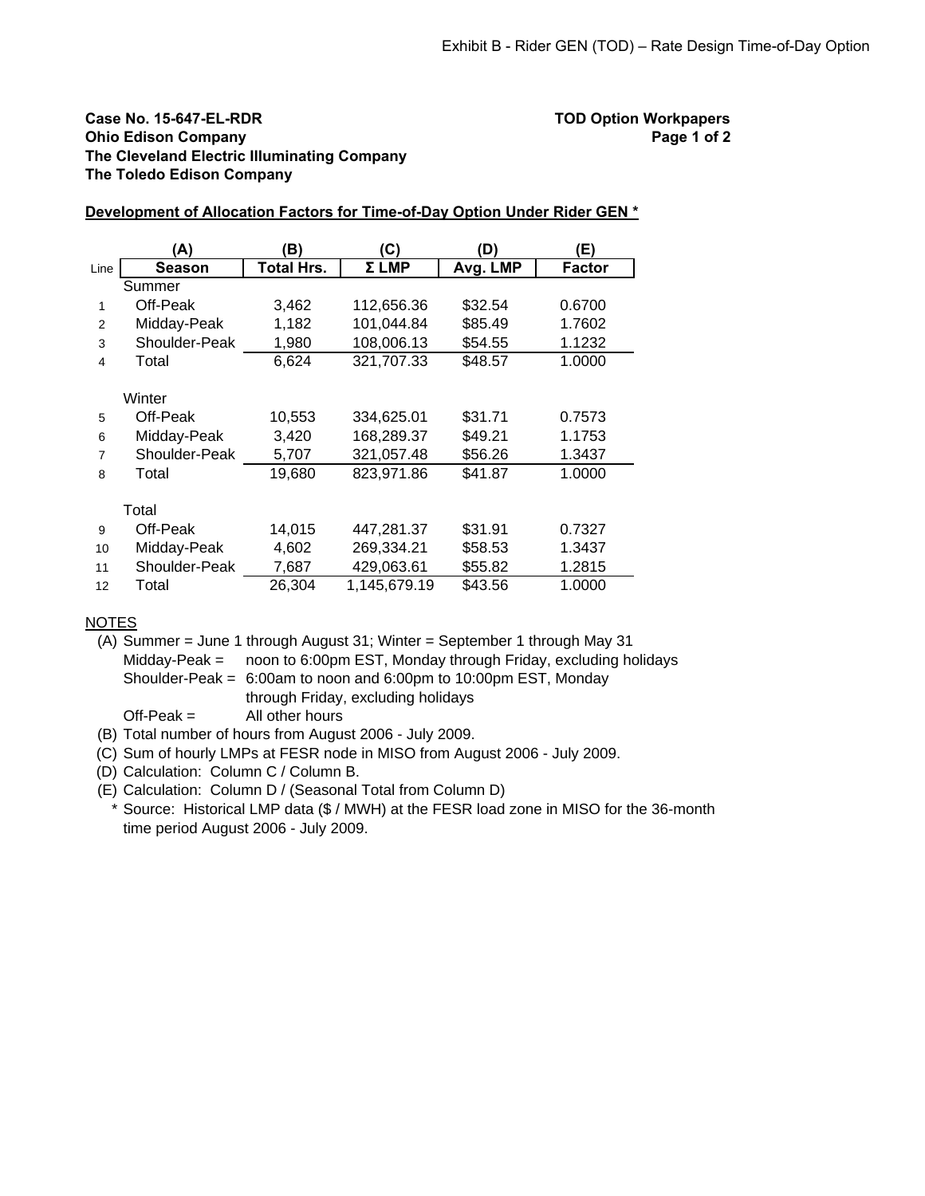Exhibit B - Rider GEN (TOD) – Rate Design Time-of-Day Option

**Case No. 15-647-EL-RDR**
**Ohio Edison Company**
**The Cleveland Electric Illuminating Company**
**The Toledo Edison Company**

**TOD Option Workpapers**
**Page 1 of 2**

**Development of Allocation Factors for Time-of-Day Option Under Rider GEN ***

| | (A) | (B) | (C) | (D) | (E) |
|---|---|---|---|---|---|
| Line | Season | Total Hrs. | Σ LMP | Avg. LMP | Factor |
| | Summer | | | | |
| 1 | Off-Peak | 3,462 | 112,656.36 | $32.54 | 0.6700 |
| 2 | Midday-Peak | 1,182 | 101,044.84 | $85.49 | 1.7602 |
| 3 | Shoulder-Peak | 1,980 | 108,006.13 | $54.55 | 1.1232 |
| 4 | Total | 6,624 | 321,707.33 | $48.57 | 1.0000 |
| | Winter | | | | |
| 5 | Off-Peak | 10,553 | 334,625.01 | $31.71 | 0.7573 |
| 6 | Midday-Peak | 3,420 | 168,289.37 | $49.21 | 1.1753 |
| 7 | Shoulder-Peak | 5,707 | 321,057.48 | $56.26 | 1.3437 |
| 8 | Total | 19,680 | 823,971.86 | $41.87 | 1.0000 |
| | Total | | | | |
| 9 | Off-Peak | 14,015 | 447,281.37 | $31.91 | 0.7327 |
| 10 | Midday-Peak | 4,602 | 269,334.21 | $58.53 | 1.3437 |
| 11 | Shoulder-Peak | 7,687 | 429,063.61 | $55.82 | 1.2815 |
| 12 | Total | 26,304 | 1,145,679.19 | $43.56 | 1.0000 |

NOTES

(A) Summer = June 1 through August 31; Winter = September 1 through May 31
Midday-Peak = noon to 6:00pm EST, Monday through Friday, excluding holidays
Shoulder-Peak = 6:00am to noon and 6:00pm to 10:00pm EST, Monday through Friday, excluding holidays
Off-Peak = All other hours

(B) Total number of hours from August 2006 - July 2009.

(C) Sum of hourly LMPs at FESR node in MISO from August 2006 - July 2009.

(D) Calculation: Column C / Column B.

(E) Calculation: Column D / (Seasonal Total from Column D)

\* Source: Historical LMP data ($ / MWH) at the FESR load zone in MISO for the 36-month time period August 2006 - July 2009.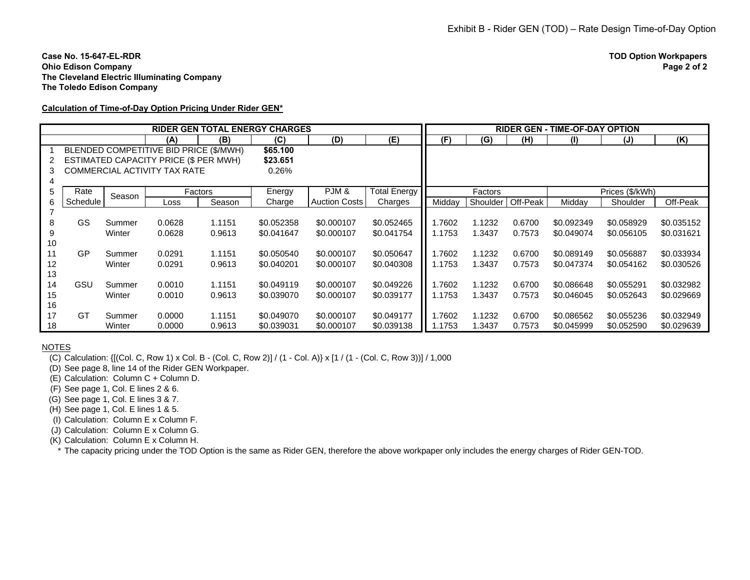Exhibit B - Rider GEN (TOD) – Rate Design Time-of-Day Option

**Case No. 15-647-EL-RDR**
**Ohio Edison Company**
**The Cleveland Electric Illuminating Company**
**The Toledo Edison Company**

**TOD Option Workpapers**
**Page 2 of 2**

**Calculation of Time-of-Day Option Pricing Under Rider GEN***

| | RIDER GEN TOTAL ENERGY CHARGES | | | | | | | RIDER GEN - TIME-OF-DAY OPTION | | | | | |
|---|---|---|---|---|---|---|---|---|---|---|---|---|---|
| | | | (A) | (B) | (C) | (D) | (E) | (F) | (G) | (H) | (I) | (J) | (K) |
| 1 | BLENDED COMPETITIVE BID PRICE ($/MWH) | | | | $65.100 | | | | | | | | |
| 2 | ESTIMATED CAPACITY PRICE ($ PER MWH) | | | | $23.651 | | | | | | | | |
| 3 | COMMERCIAL ACTIVITY TAX RATE | | | | 0.26% | | | | | | | | |
| 4 | | | | | | | | | | | | | |
| 5 | Rate | Season | Factors | | Energy | PJM & | Total Energy | Factors | | | Prices ($/kWh) | | |
| 6 | Schedule | | Loss | Season | Charge | Auction Costs | Charges | Midday | Shoulder | Off-Peak | Midday | Shoulder | Off-Peak |
| 7 | | | | | | | | | | | | | |
| 8 | GS | Summer | 0.0628 | 1.1151 | $0.052358 | $0.000107 | $0.052465 | 1.7602 | 1.1232 | 0.6700 | $0.092349 | $0.058929 | $0.035152 |
| 9 | | Winter | 0.0628 | 0.9613 | $0.041647 | $0.000107 | $0.041754 | 1.1753 | 1.3437 | 0.7573 | $0.049074 | $0.056105 | $0.031621 |
| 10 | | | | | | | | | | | | | |
| 11 | GP | Summer | 0.0291 | 1.1151 | $0.050540 | $0.000107 | $0.050647 | 1.7602 | 1.1232 | 0.6700 | $0.089149 | $0.056887 | $0.033934 |
| 12 | | Winter | 0.0291 | 0.9613 | $0.040201 | $0.000107 | $0.040308 | 1.1753 | 1.3437 | 0.7573 | $0.047374 | $0.054162 | $0.030526 |
| 13 | | | | | | | | | | | | | |
| 14 | GSU | Summer | 0.0010 | 1.1151 | $0.049119 | $0.000107 | $0.049226 | 1.7602 | 1.1232 | 0.6700 | $0.086648 | $0.055291 | $0.032982 |
| 15 | | Winter | 0.0010 | 0.9613 | $0.039070 | $0.000107 | $0.039177 | 1.1753 | 1.3437 | 0.7573 | $0.046045 | $0.052643 | $0.029669 |
| 16 | | | | | | | | | | | | | |
| 17 | GT | Summer | 0.0000 | 1.1151 | $0.049070 | $0.000107 | $0.049177 | 1.7602 | 1.1232 | 0.6700 | $0.086562 | $0.055236 | $0.032949 |
| 18 | | Winter | 0.0000 | 0.9613 | $0.039031 | $0.000107 | $0.039138 | 1.1753 | 1.3437 | 0.7573 | $0.045999 | $0.052590 | $0.029639 |

NOTES

(C) Calculation: {[(Col. C, Row 1) x Col. B - (Col. C, Row 2)] / (1 - Col. A)} x [1 / (1 - (Col. C, Row 3))] / 1,000
(D) See page 8, line 14 of the Rider GEN Workpaper.
(E) Calculation: Column C + Column D.
(F) See page 1, Col. E lines 2 & 6.
(G) See page 1, Col. E lines 3 & 7.
(H) See page 1, Col. E lines 1 & 5.
(I) Calculation: Column E x Column F.
(J) Calculation: Column E x Column G.
(K) Calculation: Column E x Column H.
\* The capacity pricing under the TOD Option is the same as Rider GEN, therefore the above workpaper only includes the energy charges of Rider GEN-TOD.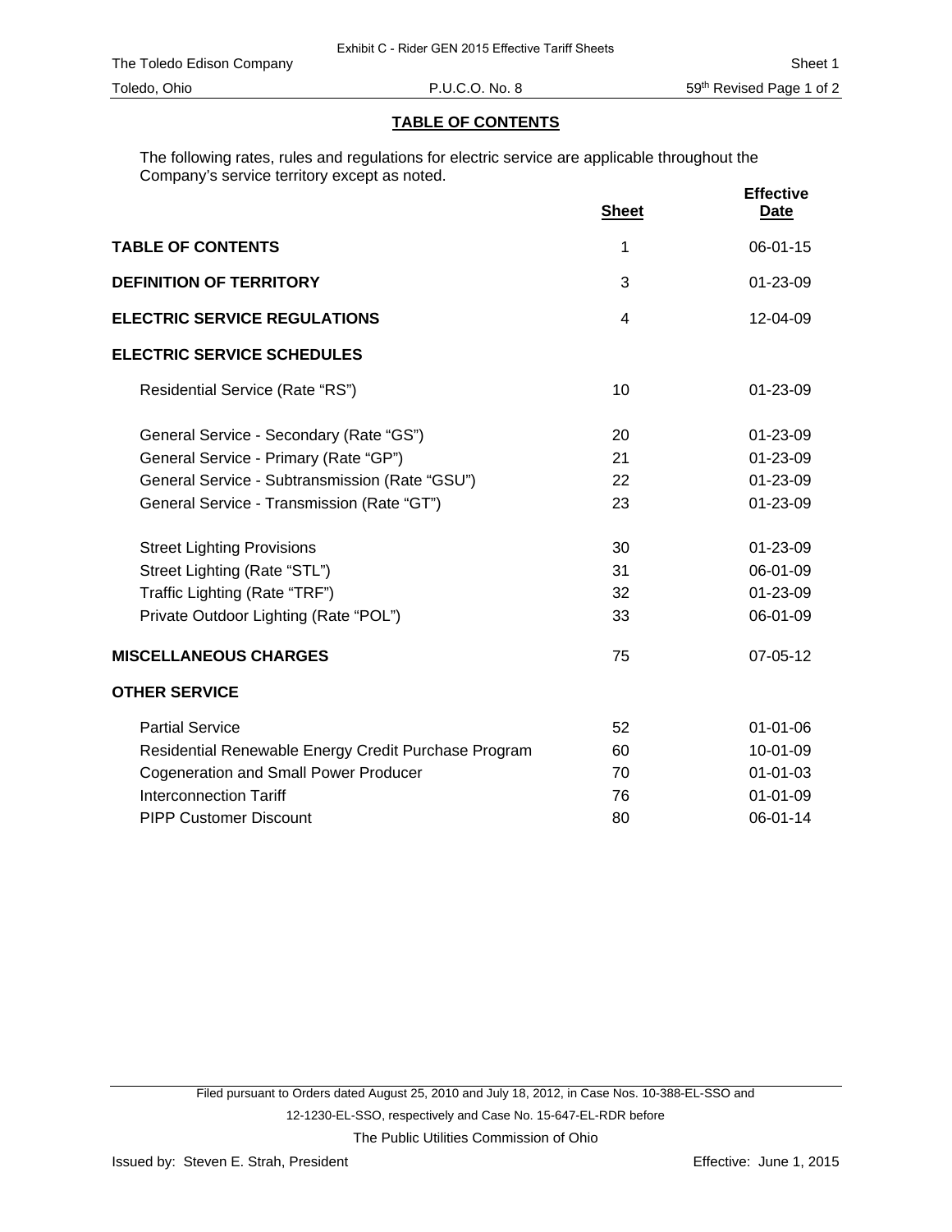Exhibit C - Rider GEN 2015 Effective Tariff Sheets

The Toledo Edison Company — Sheet 1

Toledo, Ohio — P.U.C.O. No. 8 — 59th Revised Page 1 of 2

## TABLE OF CONTENTS

The following rates, rules and regulations for electric service are applicable throughout the Company's service territory except as noted.

| | Sheet | Effective Date |
|---|---|---|
| **TABLE OF CONTENTS** | 1 | 06-01-15 |
| **DEFINITION OF TERRITORY** | 3 | 01-23-09 |
| **ELECTRIC SERVICE REGULATIONS** | 4 | 12-04-09 |
| **ELECTRIC SERVICE SCHEDULES** | | |
| Residential Service (Rate "RS") | 10 | 01-23-09 |
| General Service - Secondary (Rate "GS") | 20 | 01-23-09 |
| General Service - Primary (Rate "GP") | 21 | 01-23-09 |
| General Service - Subtransmission (Rate "GSU") | 22 | 01-23-09 |
| General Service - Transmission (Rate "GT") | 23 | 01-23-09 |
| Street Lighting Provisions | 30 | 01-23-09 |
| Street Lighting (Rate "STL") | 31 | 06-01-09 |
| Traffic Lighting (Rate "TRF") | 32 | 01-23-09 |
| Private Outdoor Lighting (Rate "POL") | 33 | 06-01-09 |
| **MISCELLANEOUS CHARGES** | 75 | 07-05-12 |
| **OTHER SERVICE** | | |
| Partial Service | 52 | 01-01-06 |
| Residential Renewable Energy Credit Purchase Program | 60 | 10-01-09 |
| Cogeneration and Small Power Producer | 70 | 01-01-03 |
| Interconnection Tariff | 76 | 01-01-09 |
| PIPP Customer Discount | 80 | 06-01-14 |

Filed pursuant to Orders dated August 25, 2010 and July 18, 2012, in Case Nos. 10-388-EL-SSO and 12-1230-EL-SSO, respectively and Case No. 15-647-EL-RDR before The Public Utilities Commission of Ohio

Issued by: Steven E. Strah, President — Effective: June 1, 2015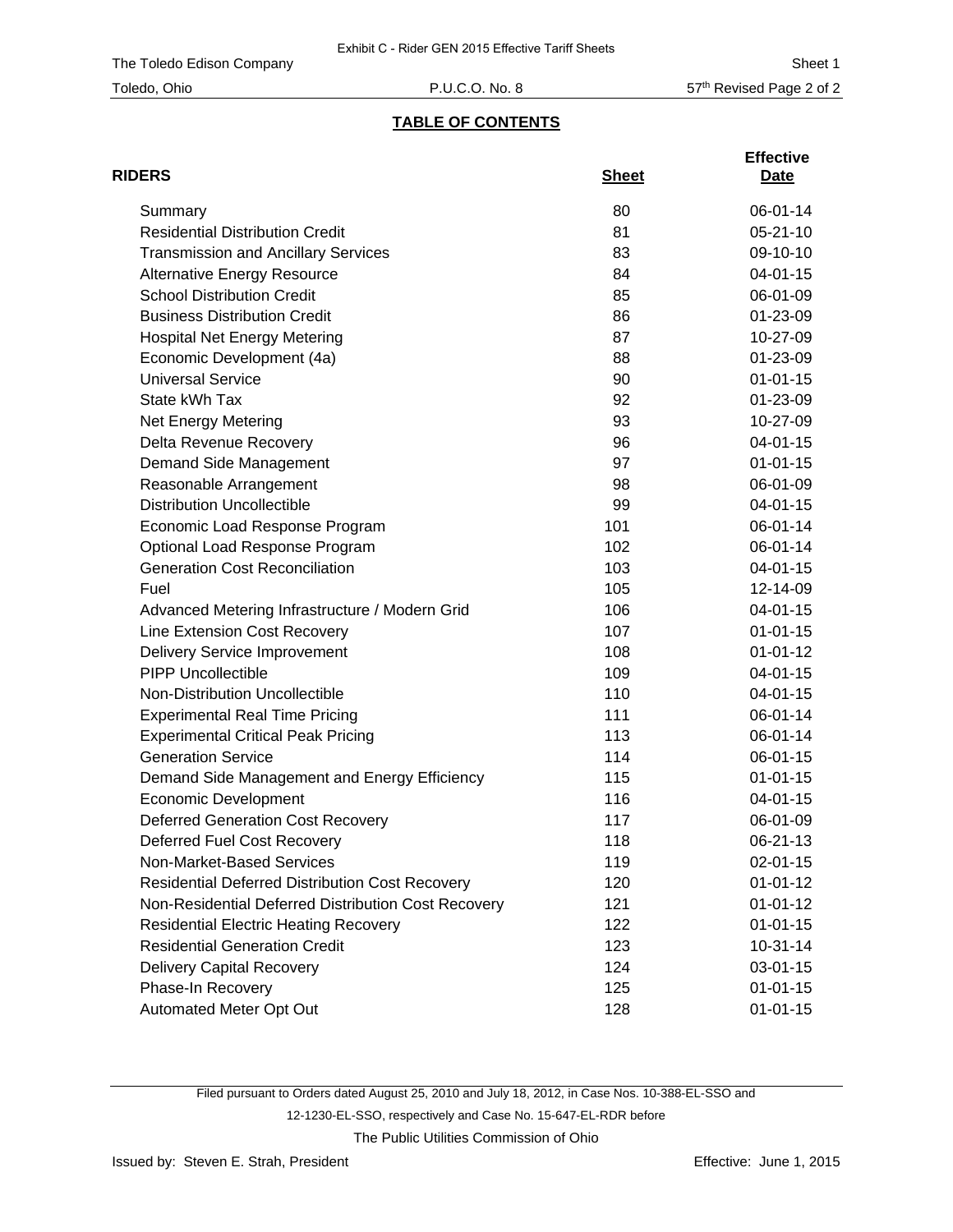Exhibit C - Rider GEN 2015 Effective Tariff Sheets

The Toledo Edison Company — Sheet 1

Toledo, Ohio — P.U.C.O. No. 8 — 57th Revised Page 2 of 2

## TABLE OF CONTENTS

| RIDERS | Sheet | Effective Date |
|---|---|---|
| Summary | 80 | 06-01-14 |
| Residential Distribution Credit | 81 | 05-21-10 |
| Transmission and Ancillary Services | 83 | 09-10-10 |
| Alternative Energy Resource | 84 | 04-01-15 |
| School Distribution Credit | 85 | 06-01-09 |
| Business Distribution Credit | 86 | 01-23-09 |
| Hospital Net Energy Metering | 87 | 10-27-09 |
| Economic Development (4a) | 88 | 01-23-09 |
| Universal Service | 90 | 01-01-15 |
| State kWh Tax | 92 | 01-23-09 |
| Net Energy Metering | 93 | 10-27-09 |
| Delta Revenue Recovery | 96 | 04-01-15 |
| Demand Side Management | 97 | 01-01-15 |
| Reasonable Arrangement | 98 | 06-01-09 |
| Distribution Uncollectible | 99 | 04-01-15 |
| Economic Load Response Program | 101 | 06-01-14 |
| Optional Load Response Program | 102 | 06-01-14 |
| Generation Cost Reconciliation | 103 | 04-01-15 |
| Fuel | 105 | 12-14-09 |
| Advanced Metering Infrastructure / Modern Grid | 106 | 04-01-15 |
| Line Extension Cost Recovery | 107 | 01-01-15 |
| Delivery Service Improvement | 108 | 01-01-12 |
| PIPP Uncollectible | 109 | 04-01-15 |
| Non-Distribution Uncollectible | 110 | 04-01-15 |
| Experimental Real Time Pricing | 111 | 06-01-14 |
| Experimental Critical Peak Pricing | 113 | 06-01-14 |
| Generation Service | 114 | 06-01-15 |
| Demand Side Management and Energy Efficiency | 115 | 01-01-15 |
| Economic Development | 116 | 04-01-15 |
| Deferred Generation Cost Recovery | 117 | 06-01-09 |
| Deferred Fuel Cost Recovery | 118 | 06-21-13 |
| Non-Market-Based Services | 119 | 02-01-15 |
| Residential Deferred Distribution Cost Recovery | 120 | 01-01-12 |
| Non-Residential Deferred Distribution Cost Recovery | 121 | 01-01-12 |
| Residential Electric Heating Recovery | 122 | 01-01-15 |
| Residential Generation Credit | 123 | 10-31-14 |
| Delivery Capital Recovery | 124 | 03-01-15 |
| Phase-In Recovery | 125 | 01-01-15 |
| Automated Meter Opt Out | 128 | 01-01-15 |

Filed pursuant to Orders dated August 25, 2010 and July 18, 2012, in Case Nos. 10-388-EL-SSO and 12-1230-EL-SSO, respectively and Case No. 15-647-EL-RDR before The Public Utilities Commission of Ohio

Issued by: Steven E. Strah, President — Effective: June 1, 2015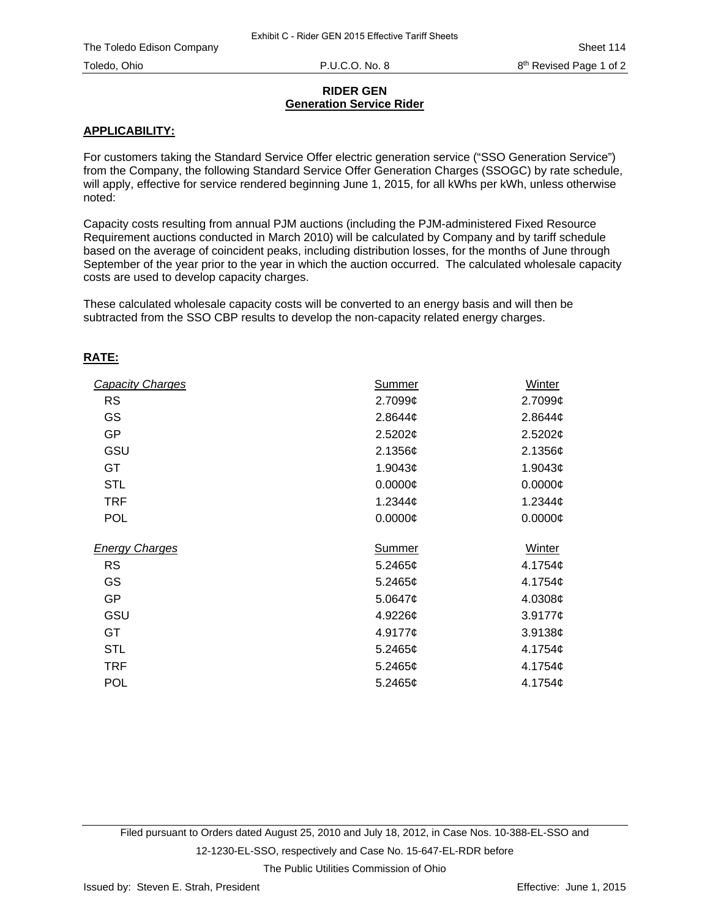## RIDER GEN
## Generation Service Rider

**APPLICABILITY:**

For customers taking the Standard Service Offer electric generation service ("SSO Generation Service") from the Company, the following Standard Service Offer Generation Charges (SSOGC) by rate schedule, will apply, effective for service rendered beginning June 1, 2015, for all kWhs per kWh, unless otherwise noted:

Capacity costs resulting from annual PJM auctions (including the PJM-administered Fixed Resource Requirement auctions conducted in March 2010) will be calculated by Company and by tariff schedule based on the average of coincident peaks, including distribution losses, for the months of June through September of the year prior to the year in which the auction occurred. The calculated wholesale capacity costs are used to develop capacity charges.

These calculated wholesale capacity costs will be converted to an energy basis and will then be subtracted from the SSO CBP results to develop the non-capacity related energy charges.

**RATE:**

| *Capacity Charges* | Summer | Winter |
|---|---|---|
| RS | 2.7099¢ | 2.7099¢ |
| GS | 2.8644¢ | 2.8644¢ |
| GP | 2.5202¢ | 2.5202¢ |
| GSU | 2.1356¢ | 2.1356¢ |
| GT | 1.9043¢ | 1.9043¢ |
| STL | 0.0000¢ | 0.0000¢ |
| TRF | 1.2344¢ | 1.2344¢ |
| POL | 0.0000¢ | 0.0000¢ |

| *Energy Charges* | Summer | Winter |
|---|---|---|
| RS | 5.2465¢ | 4.1754¢ |
| GS | 5.2465¢ | 4.1754¢ |
| GP | 5.0647¢ | 4.0308¢ |
| GSU | 4.9226¢ | 3.9177¢ |
| GT | 4.9177¢ | 3.9138¢ |
| STL | 5.2465¢ | 4.1754¢ |
| TRF | 5.2465¢ | 4.1754¢ |
| POL | 5.2465¢ | 4.1754¢ |

Filed pursuant to Orders dated August 25, 2010 and July 18, 2012, in Case Nos. 10-388-EL-SSO and 12-1230-EL-SSO, respectively and Case No. 15-647-EL-RDR before The Public Utilities Commission of Ohio

Issued by: Steven E. Strah, President

Effective: June 1, 2015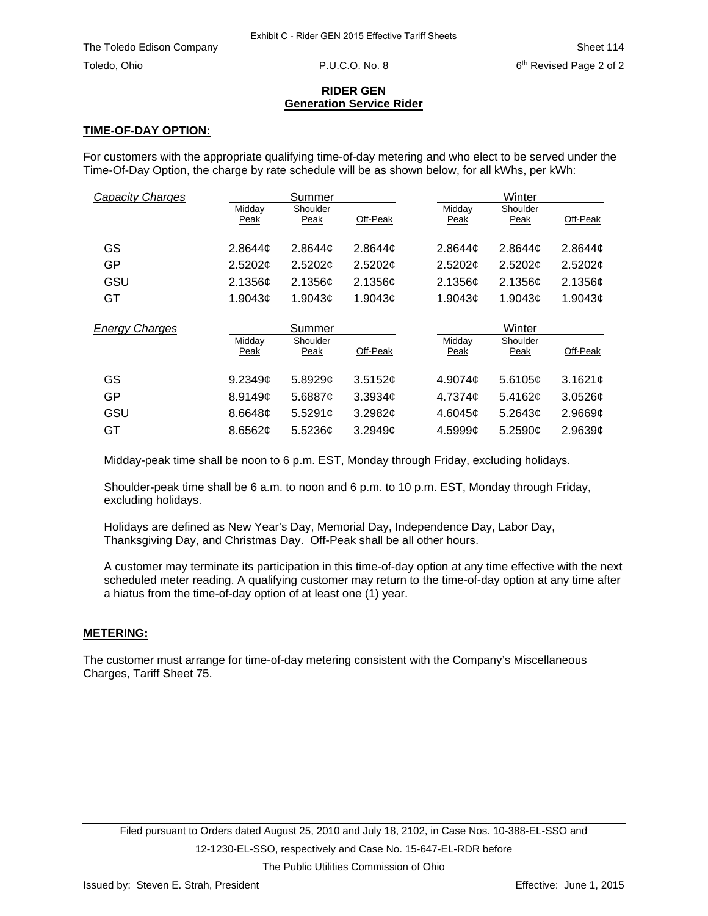## RIDER GEN
## Generation Service Rider

**TIME-OF-DAY OPTION:**

For customers with the appropriate qualifying time-of-day metering and who elect to be served under the Time-Of-Day Option, the charge by rate schedule will be as shown below, for all kWhs, per kWh:

| *Capacity Charges* | Summer | | | Winter | | |
|---|---|---|---|---|---|---|
| | Midday Peak | Shoulder Peak | Off-Peak | Midday Peak | Shoulder Peak | Off-Peak |
| GS | 2.8644¢ | 2.8644¢ | 2.8644¢ | 2.8644¢ | 2.8644¢ | 2.8644¢ |
| GP | 2.5202¢ | 2.5202¢ | 2.5202¢ | 2.5202¢ | 2.5202¢ | 2.5202¢ |
| GSU | 2.1356¢ | 2.1356¢ | 2.1356¢ | 2.1356¢ | 2.1356¢ | 2.1356¢ |
| GT | 1.9043¢ | 1.9043¢ | 1.9043¢ | 1.9043¢ | 1.9043¢ | 1.9043¢ |

| *Energy Charges* | Summer | | | Winter | | |
|---|---|---|---|---|---|---|
| | Midday Peak | Shoulder Peak | Off-Peak | Midday Peak | Shoulder Peak | Off-Peak |
| GS | 9.2349¢ | 5.8929¢ | 3.5152¢ | 4.9074¢ | 5.6105¢ | 3.1621¢ |
| GP | 8.9149¢ | 5.6887¢ | 3.3934¢ | 4.7374¢ | 5.4162¢ | 3.0526¢ |
| GSU | 8.6648¢ | 5.5291¢ | 3.2982¢ | 4.6045¢ | 5.2643¢ | 2.9669¢ |
| GT | 8.6562¢ | 5.5236¢ | 3.2949¢ | 4.5999¢ | 5.2590¢ | 2.9639¢ |

Midday-peak time shall be noon to 6 p.m. EST, Monday through Friday, excluding holidays.

Shoulder-peak time shall be 6 a.m. to noon and 6 p.m. to 10 p.m. EST, Monday through Friday, excluding holidays.

Holidays are defined as New Year's Day, Memorial Day, Independence Day, Labor Day, Thanksgiving Day, and Christmas Day. Off-Peak shall be all other hours.

A customer may terminate its participation in this time-of-day option at any time effective with the next scheduled meter reading. A qualifying customer may return to the time-of-day option at any time after a hiatus from the time-of-day option of at least one (1) year.

**METERING:**

The customer must arrange for time-of-day metering consistent with the Company's Miscellaneous Charges, Tariff Sheet 75.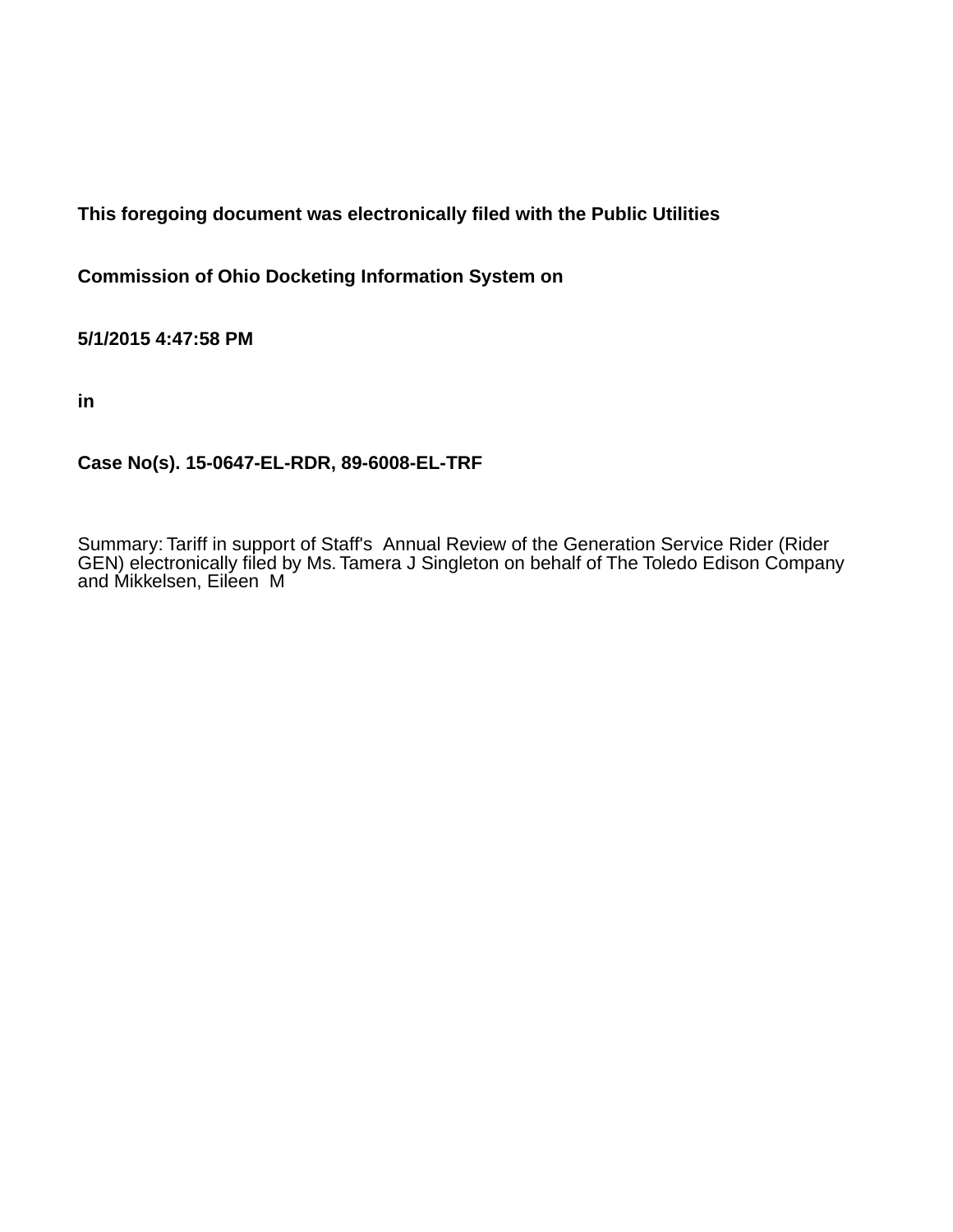**This foregoing document was electronically filed with the Public Utilities**

**Commission of Ohio Docketing Information System on**

**5/1/2015 4:47:58 PM**

**in**

**Case No(s). 15-0647-EL-RDR, 89-6008-EL-TRF**

Summary: Tariff in support of Staff's  Annual Review of the Generation Service Rider (Rider GEN) electronically filed by Ms. Tamera J Singleton on behalf of The Toledo Edison Company and Mikkelsen, Eileen  M